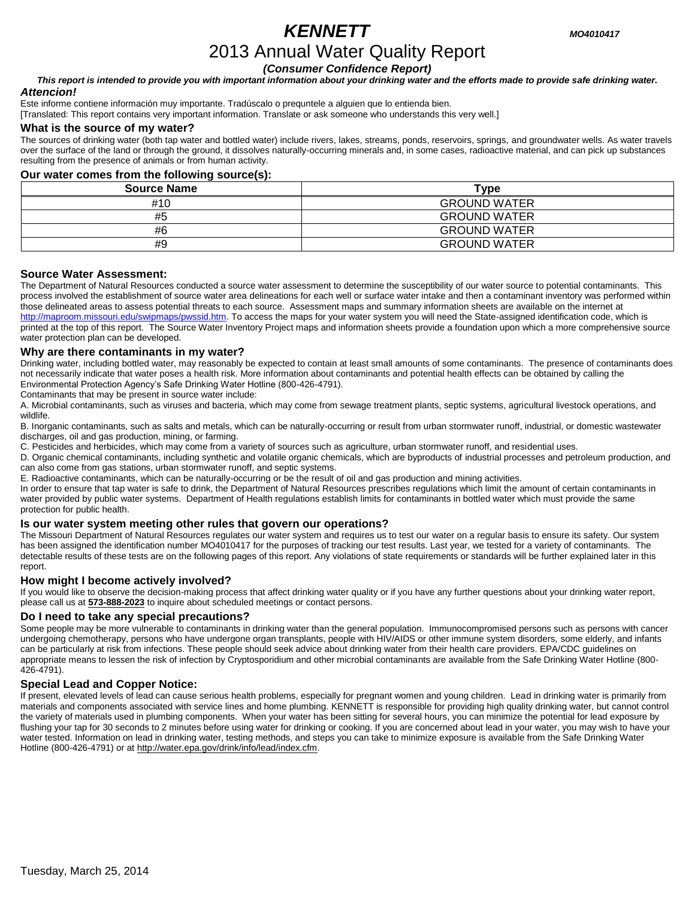# *KENNETT*

***MO4010417***

## 2013 Annual Water Quality Report

***(Consumer Confidence Report)***

***This report is intended to provide you with important information about your drinking water and the efforts made to provide safe drinking water.***

***Attencion!***

Este informe contiene información muy importante. Tradúscalo o prequntele a alguien que lo entienda bien.

[Translated: This report contains very important information. Translate or ask someone who understands this very well.]

### What is the source of my water?

The sources of drinking water (both tap water and bottled water) include rivers, lakes, streams, ponds, reservoirs, springs, and groundwater wells. As water travels over the surface of the land or through the ground, it dissolves naturally-occurring minerals and, in some cases, radioactive material, and can pick up substances resulting from the presence of animals or from human activity.

### Our water comes from the following source(s):

| Source Name | Type |
| --- | --- |
| #10 | GROUND WATER |
| #5 | GROUND WATER |
| #6 | GROUND WATER |
| #9 | GROUND WATER |

### Source Water Assessment:

The Department of Natural Resources conducted a source water assessment to determine the susceptibility of our water source to potential contaminants. This process involved the establishment of source water area delineations for each well or surface water intake and then a contaminant inventory was performed within those delineated areas to assess potential threats to each source. Assessment maps and summary information sheets are available on the internet at http://maproom.missouri.edu/swipmaps/pwssid.htm. To access the maps for your water system you will need the State-assigned identification code, which is printed at the top of this report. The Source Water Inventory Project maps and information sheets provide a foundation upon which a more comprehensive source water protection plan can be developed.

### Why are there contaminants in my water?

Drinking water, including bottled water, may reasonably be expected to contain at least small amounts of some contaminants. The presence of contaminants does not necessarily indicate that water poses a health risk. More information about contaminants and potential health effects can be obtained by calling the Environmental Protection Agency's Safe Drinking Water Hotline (800-426-4791).

Contaminants that may be present in source water include:

A. Microbial contaminants, such as viruses and bacteria, which may come from sewage treatment plants, septic systems, agricultural livestock operations, and wildlife.

B. Inorganic contaminants, such as salts and metals, which can be naturally-occurring or result from urban stormwater runoff, industrial, or domestic wastewater discharges, oil and gas production, mining, or farming.

C. Pesticides and herbicides, which may come from a variety of sources such as agriculture, urban stormwater runoff, and residential uses.

D. Organic chemical contaminants, including synthetic and volatile organic chemicals, which are byproducts of industrial processes and petroleum production, and can also come from gas stations, urban stormwater runoff, and septic systems.

E. Radioactive contaminants, which can be naturally-occurring or be the result of oil and gas production and mining activities.

In order to ensure that tap water is safe to drink, the Department of Natural Resources prescribes regulations which limit the amount of certain contaminants in water provided by public water systems. Department of Health regulations establish limits for contaminants in bottled water which must provide the same protection for public health.

### Is our water system meeting other rules that govern our operations?

The Missouri Department of Natural Resources regulates our water system and requires us to test our water on a regular basis to ensure its safety. Our system has been assigned the identification number MO4010417 for the purposes of tracking our test results. Last year, we tested for a variety of contaminants. The detectable results of these tests are on the following pages of this report. Any violations of state requirements or standards will be further explained later in this report.

### How might I become actively involved?

If you would like to observe the decision-making process that affect drinking water quality or if you have any further questions about your drinking water report, please call us at **573-888-2023** to inquire about scheduled meetings or contact persons.

### Do I need to take any special precautions?

Some people may be more vulnerable to contaminants in drinking water than the general population. Immunocompromised persons such as persons with cancer undergoing chemotherapy, persons who have undergone organ transplants, people with HIV/AIDS or other immune system disorders, some elderly, and infants can be particularly at risk from infections. These people should seek advice about drinking water from their health care providers. EPA/CDC guidelines on appropriate means to lessen the risk of infection by Cryptosporidium and other microbial contaminants are available from the Safe Drinking Water Hotline (800-426-4791).

### Special Lead and Copper Notice:

If present, elevated levels of lead can cause serious health problems, especially for pregnant women and young children. Lead in drinking water is primarily from materials and components associated with service lines and home plumbing. KENNETT is responsible for providing high quality drinking water, but cannot control the variety of materials used in plumbing components. When your water has been sitting for several hours, you can minimize the potential for lead exposure by flushing your tap for 30 seconds to 2 minutes before using water for drinking or cooking. If you are concerned about lead in your water, you may wish to have your water tested. Information on lead in drinking water, testing methods, and steps you can take to minimize exposure is available from the Safe Drinking Water Hotline (800-426-4791) or at http://water.epa.gov/drink/info/lead/index.cfm.

Tuesday, March 25, 2014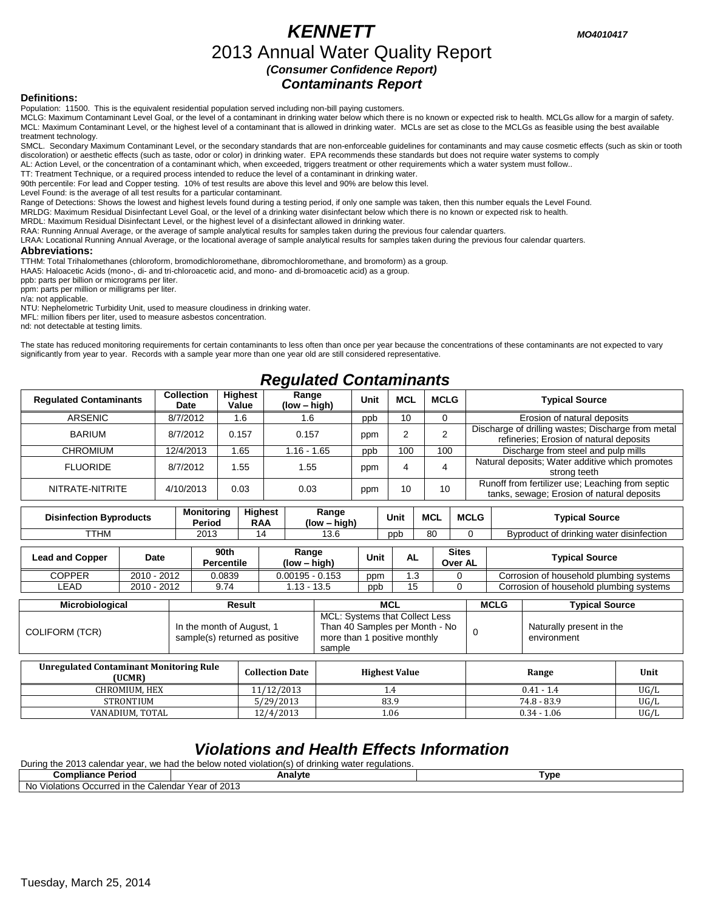# KENNETT

**MO4010417**

# 2013 Annual Water Quality Report

***(Consumer Confidence Report)***

## *Contaminants Report*

**Definitions:**

Population: 11500. This is the equivalent residential population served including non-bill paying customers.

MCLG: Maximum Contaminant Level Goal, or the level of a contaminant in drinking water below which there is no known or expected risk to health. MCLGs allow for a margin of safety.

MCL: Maximum Contaminant Level, or the highest level of a contaminant that is allowed in drinking water. MCLs are set as close to the MCLGs as feasible using the best available treatment technology.

SMCL. Secondary Maximum Contaminant Level, or the secondary standards that are non-enforceable guidelines for contaminants and may cause cosmetic effects (such as skin or tooth discoloration) or aesthetic effects (such as taste, odor or color) in drinking water. EPA recommends these standards but does not require water systems to comply

AL: Action Level, or the concentration of a contaminant which, when exceeded, triggers treatment or other requirements which a water system must follow..

TT: Treatment Technique, or a required process intended to reduce the level of a contaminant in drinking water.

90th percentile: For lead and Copper testing. 10% of test results are above this level and 90% are below this level.

Level Found: is the average of all test results for a particular contaminant.

Range of Detections: Shows the lowest and highest levels found during a testing period, if only one sample was taken, then this number equals the Level Found.

MRLDG: Maximum Residual Disinfectant Level Goal, or the level of a drinking water disinfectant below which there is no known or expected risk to health.

MRDL: Maximum Residual Disinfectant Level, or the highest level of a disinfectant allowed in drinking water.

RAA: Running Annual Average, or the average of sample analytical results for samples taken during the previous four calendar quarters.

LRAA: Locational Running Annual Average, or the locational average of sample analytical results for samples taken during the previous four calendar quarters.

**Abbreviations:**

TTHM: Total Trihalomethanes (chloroform, bromodichloromethane, dibromochloromethane, and bromoform) as a group.

HAA5: Haloacetic Acids (mono-, di- and tri-chloroacetic acid, and mono- and di-bromoacetic acid) as a group.

ppb: parts per billion or micrograms per liter.

ppm: parts per million or milligrams per liter.

n/a: not applicable.

NTU: Nephelometric Turbidity Unit, used to measure cloudiness in drinking water.

MFL: million fibers per liter, used to measure asbestos concentration.

nd: not detectable at testing limits.

The state has reduced monitoring requirements for certain contaminants to less often than once per year because the concentrations of these contaminants are not expected to vary significantly from year to year. Records with a sample year more than one year old are still considered representative.

## *Regulated Contaminants*

| Regulated Contaminants | Collection Date | Highest Value | Range (low – high) | Unit | MCL | MCLG | Typical Source |
|---|---|---|---|---|---|---|---|
| ARSENIC | 8/7/2012 | 1.6 | 1.6 | ppb | 10 | 0 | Erosion of natural deposits |
| BARIUM | 8/7/2012 | 0.157 | 0.157 | ppm | 2 | 2 | Discharge of drilling wastes; Discharge from metal refineries; Erosion of natural deposits |
| CHROMIUM | 12/4/2013 | 1.65 | 1.16 - 1.65 | ppb | 100 | 100 | Discharge from steel and pulp mills |
| FLUORIDE | 8/7/2012 | 1.55 | 1.55 | ppm | 4 | 4 | Natural deposits; Water additive which promotes strong teeth |
| NITRATE-NITRITE | 4/10/2013 | 0.03 | 0.03 | ppm | 10 | 10 | Runoff from fertilizer use; Leaching from septic tanks, sewage; Erosion of natural deposits |

| Disinfection Byproducts | Monitoring Period | Highest RAA | Range (low – high) | Unit | MCL | MCLG | Typical Source |
|---|---|---|---|---|---|---|---|
| TTHM | 2013 | 14 | 13.6 | ppb | 80 | 0 | Byproduct of drinking water disinfection |

| Lead and Copper | Date | 90th Percentile | Range (low – high) | Unit | AL | Sites Over AL | Typical Source |
|---|---|---|---|---|---|---|---|
| COPPER | 2010 - 2012 | 0.0839 | 0.00195 - 0.153 | ppm | 1.3 | 0 | Corrosion of household plumbing systems |
| LEAD | 2010 - 2012 | 9.74 | 1.13 - 13.5 | ppb | 15 | 0 | Corrosion of household plumbing systems |

| Microbiological | Result | MCL | MCLG | Typical Source |
|---|---|---|---|---|
| COLIFORM (TCR) | In the month of August, 1 sample(s) returned as positive | MCL: Systems that Collect Less Than 40 Samples per Month - No more than 1 positive monthly sample | 0 | Naturally present in the environment |

| Unregulated Contaminant Monitoring Rule (UCMR) | Collection Date | Highest Value | Range | Unit |
|---|---|---|---|---|
| CHROMIUM, HEX | 11/12/2013 | 1.4 | 0.41 - 1.4 | UG/L |
| STRONTIUM | 5/29/2013 | 83.9 | 74.8 - 83.9 | UG/L |
| VANADIUM, TOTAL | 12/4/2013 | 1.06 | 0.34 - 1.06 | UG/L |

## *Violations and Health Effects Information*

During the 2013 calendar year, we had the below noted violation(s) of drinking water regulations.

| Compliance Period | Analyte | Type |
|---|---|---|
| No Violations Occurred in the Calendar Year of 2013 | | |

Tuesday, March 25, 2014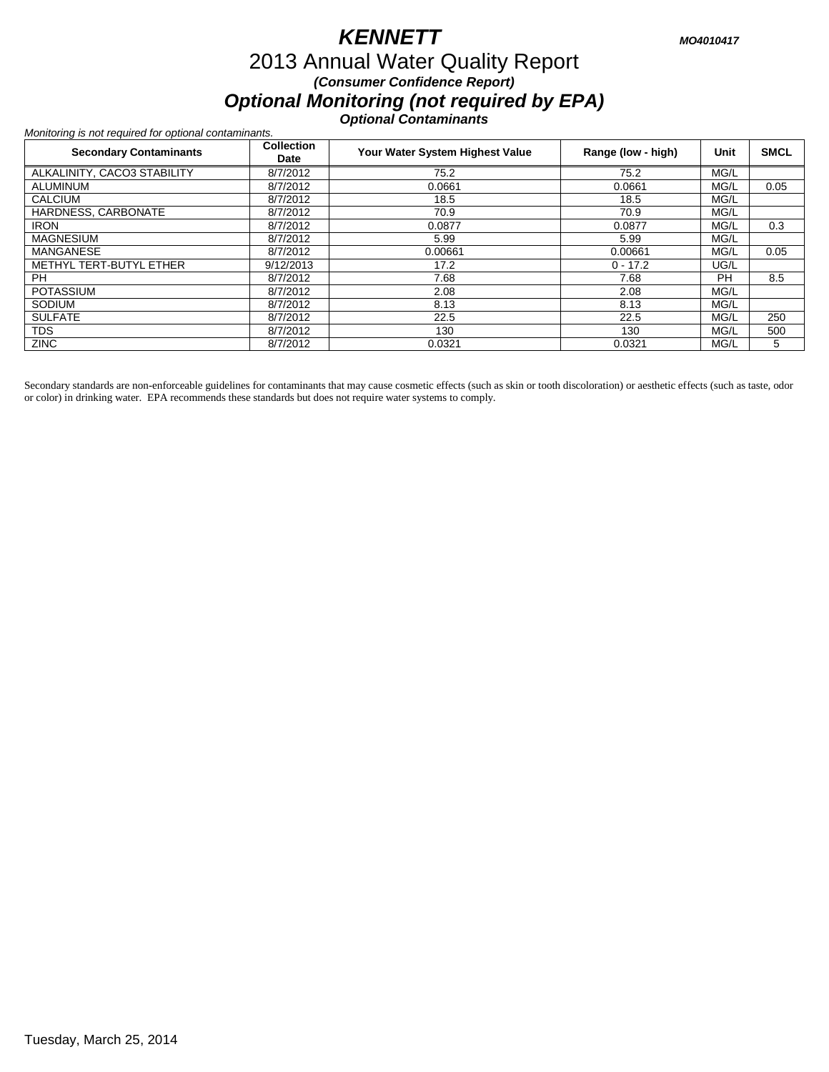# KENNETT

***MO4010417***

## 2013 Annual Water Quality Report

***(Consumer Confidence Report)***

## *Optional Monitoring (not required by EPA)*

***Optional Contaminants***

*Monitoring is not required for optional contaminants.*

| Secondary Contaminants | Collection Date | Your Water System Highest Value | Range (low - high) | Unit | SMCL |
|---|---|---|---|---|---|
| ALKALINITY, CACO3 STABILITY | 8/7/2012 | 75.2 | 75.2 | MG/L | |
| ALUMINUM | 8/7/2012 | 0.0661 | 0.0661 | MG/L | 0.05 |
| CALCIUM | 8/7/2012 | 18.5 | 18.5 | MG/L | |
| HARDNESS, CARBONATE | 8/7/2012 | 70.9 | 70.9 | MG/L | |
| IRON | 8/7/2012 | 0.0877 | 0.0877 | MG/L | 0.3 |
| MAGNESIUM | 8/7/2012 | 5.99 | 5.99 | MG/L | |
| MANGANESE | 8/7/2012 | 0.00661 | 0.00661 | MG/L | 0.05 |
| METHYL TERT-BUTYL ETHER | 9/12/2013 | 17.2 | 0 - 17.2 | UG/L | |
| PH | 8/7/2012 | 7.68 | 7.68 | PH | 8.5 |
| POTASSIUM | 8/7/2012 | 2.08 | 2.08 | MG/L | |
| SODIUM | 8/7/2012 | 8.13 | 8.13 | MG/L | |
| SULFATE | 8/7/2012 | 22.5 | 22.5 | MG/L | 250 |
| TDS | 8/7/2012 | 130 | 130 | MG/L | 500 |
| ZINC | 8/7/2012 | 0.0321 | 0.0321 | MG/L | 5 |

Secondary standards are non-enforceable guidelines for contaminants that may cause cosmetic effects (such as skin or tooth discoloration) or aesthetic effects (such as taste, odor or color) in drinking water. EPA recommends these standards but does not require water systems to comply.

Tuesday, March 25, 2014